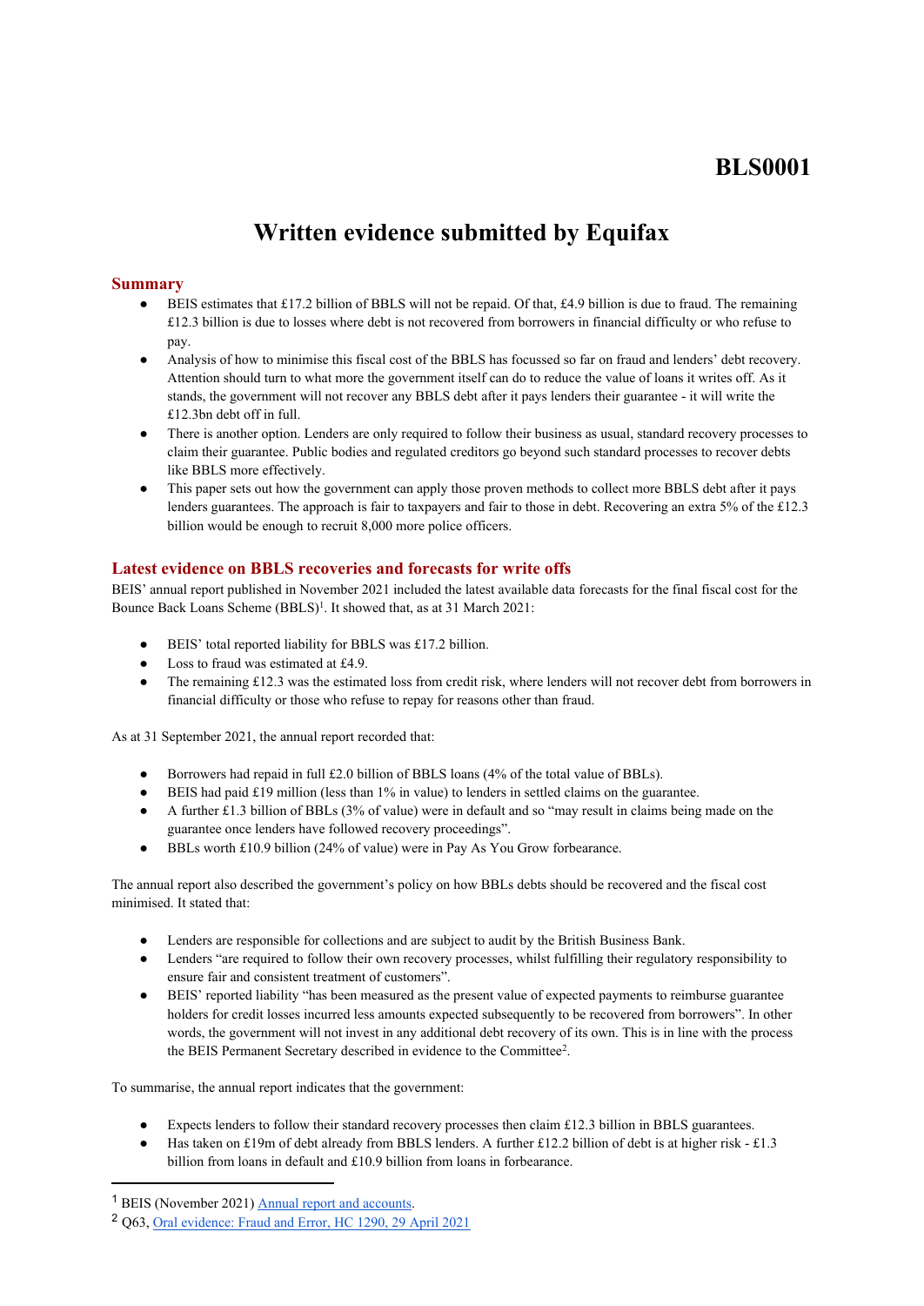BLS0001

# Written evidence submitted by Equifax

## Summary

- BEIS estimates that £17.2 billion of BBLS will not be repaid. Of that, £4.9 billion is due to fraud. The remaining £12.3 billion is due to losses where debt is not recovered from borrowers in financial difficulty or who refuse to pay.
- Analysis of how to minimise this fiscal cost of the BBLS has focussed so far on fraud and lenders' debt recovery. Attention should turn to what more the government itself can do to reduce the value of loans it writes off. As it stands, the government will not recover any BBLS debt after it pays lenders their guarantee - it will write the £12.3bn debt off in full.
- There is another option. Lenders are only required to follow their business as usual, standard recovery processes to claim their guarantee. Public bodies and regulated creditors go beyond such standard processes to recover debts like BBLS more effectively.
- This paper sets out how the government can apply those proven methods to collect more BBLS debt after it pays lenders guarantees. The approach is fair to taxpayers and fair to those in debt. Recovering an extra 5% of the £12.3 billion would be enough to recruit 8,000 more police officers.

## Latest evidence on BBLS recoveries and forecasts for write offs

BEIS' annual report published in November 2021 included the latest available data forecasts for the final fiscal cost for the Bounce Back Loans Scheme (BBLS)[1]. It showed that, as at 31 March 2021:

- BEIS' total reported liability for BBLS was £17.2 billion.
- Loss to fraud was estimated at £4.9.
- The remaining £12.3 was the estimated loss from credit risk, where lenders will not recover debt from borrowers in financial difficulty or those who refuse to repay for reasons other than fraud.

As at 31 September 2021, the annual report recorded that:

- Borrowers had repaid in full £2.0 billion of BBLS loans (4% of the total value of BBLs).
- BEIS had paid £19 million (less than 1% in value) to lenders in settled claims on the guarantee.
- A further £1.3 billion of BBLs (3% of value) were in default and so "may result in claims being made on the guarantee once lenders have followed recovery proceedings".
- BBLs worth £10.9 billion (24% of value) were in Pay As You Grow forbearance.

The annual report also described the government's policy on how BBLs debts should be recovered and the fiscal cost minimised. It stated that:

- Lenders are responsible for collections and are subject to audit by the British Business Bank.
- Lenders "are required to follow their own recovery processes, whilst fulfilling their regulatory responsibility to ensure fair and consistent treatment of customers".
- BEIS' reported liability "has been measured as the present value of expected payments to reimburse guarantee holders for credit losses incurred less amounts expected subsequently to be recovered from borrowers". In other words, the government will not invest in any additional debt recovery of its own. This is in line with the process the BEIS Permanent Secretary described in evidence to the Committee[2].

To summarise, the annual report indicates that the government:

- Expects lenders to follow their standard recovery processes then claim £12.3 billion in BBLS guarantees.
- Has taken on £19m of debt already from BBLS lenders. A further £12.2 billion of debt is at higher risk - £1.3 billion from loans in default and £10.9 billion from loans in forbearance.

---

[1] BEIS (November 2021) Annual report and accounts.

[2] Q63, Oral evidence: Fraud and Error, HC 1290, 29 April 2021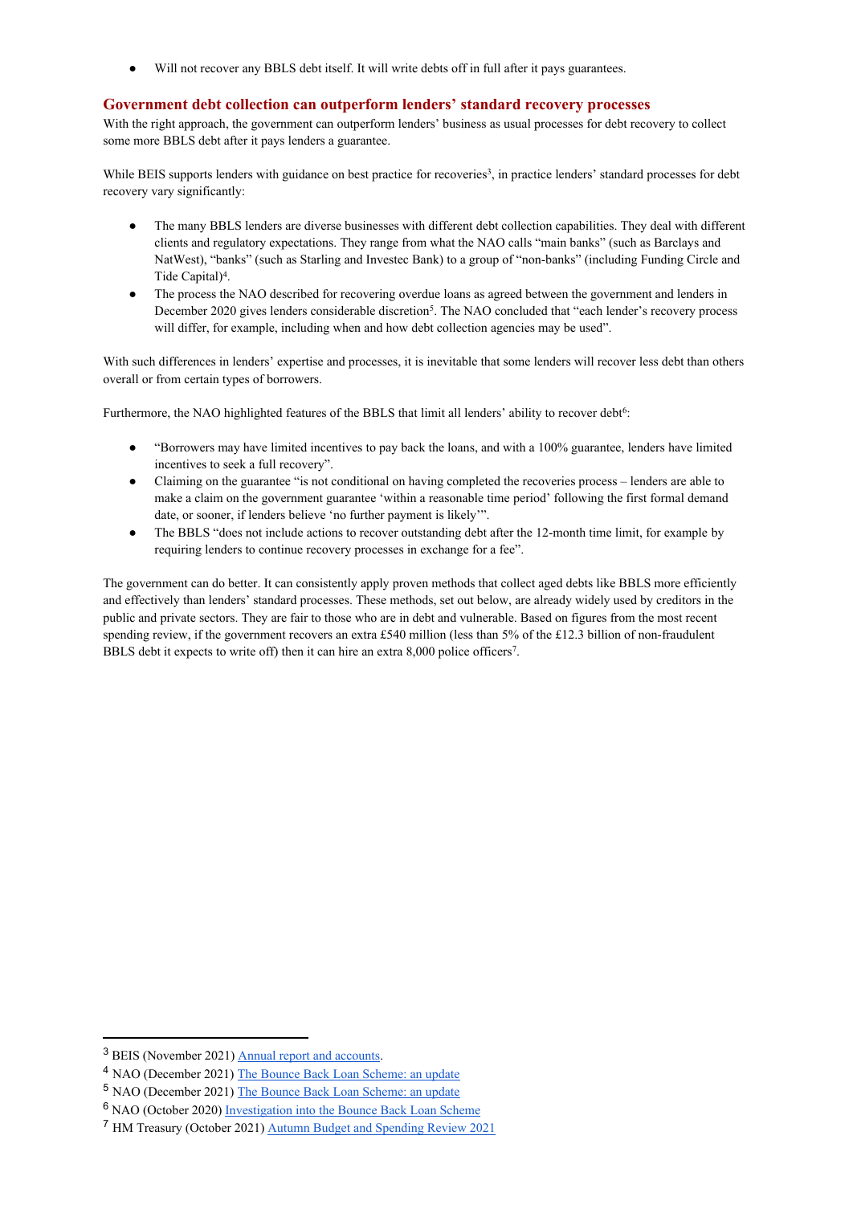- Will not recover any BBLS debt itself. It will write debts off in full after it pays guarantees.

## Government debt collection can outperform lenders' standard recovery processes

With the right approach, the government can outperform lenders' business as usual processes for debt recovery to collect some more BBLS debt after it pays lenders a guarantee.

While BEIS supports lenders with guidance on best practice for recoveries[3], in practice lenders' standard processes for debt recovery vary significantly:

- The many BBLS lenders are diverse businesses with different debt collection capabilities. They deal with different clients and regulatory expectations. They range from what the NAO calls "main banks" (such as Barclays and NatWest), "banks" (such as Starling and Investec Bank) to a group of "non-banks" (including Funding Circle and Tide Capital)[4].
- The process the NAO described for recovering overdue loans as agreed between the government and lenders in December 2020 gives lenders considerable discretion[5]. The NAO concluded that "each lender's recovery process will differ, for example, including when and how debt collection agencies may be used".

With such differences in lenders' expertise and processes, it is inevitable that some lenders will recover less debt than others overall or from certain types of borrowers.

Furthermore, the NAO highlighted features of the BBLS that limit all lenders' ability to recover debt[6]:

- "Borrowers may have limited incentives to pay back the loans, and with a 100% guarantee, lenders have limited incentives to seek a full recovery".
- Claiming on the guarantee "is not conditional on having completed the recoveries process – lenders are able to make a claim on the government guarantee 'within a reasonable time period' following the first formal demand date, or sooner, if lenders believe 'no further payment is likely'".
- The BBLS "does not include actions to recover outstanding debt after the 12-month time limit, for example by requiring lenders to continue recovery processes in exchange for a fee".

The government can do better. It can consistently apply proven methods that collect aged debts like BBLS more efficiently and effectively than lenders' standard processes. These methods, set out below, are already widely used by creditors in the public and private sectors. They are fair to those who are in debt and vulnerable. Based on figures from the most recent spending review, if the government recovers an extra £540 million (less than 5% of the £12.3 billion of non-fraudulent BBLS debt it expects to write off) then it can hire an extra 8,000 police officers[7].

---

[3] BEIS (November 2021) Annual report and accounts.

[4] NAO (December 2021) The Bounce Back Loan Scheme: an update

[5] NAO (December 2021) The Bounce Back Loan Scheme: an update

[6] NAO (October 2020) Investigation into the Bounce Back Loan Scheme

[7] HM Treasury (October 2021) Autumn Budget and Spending Review 2021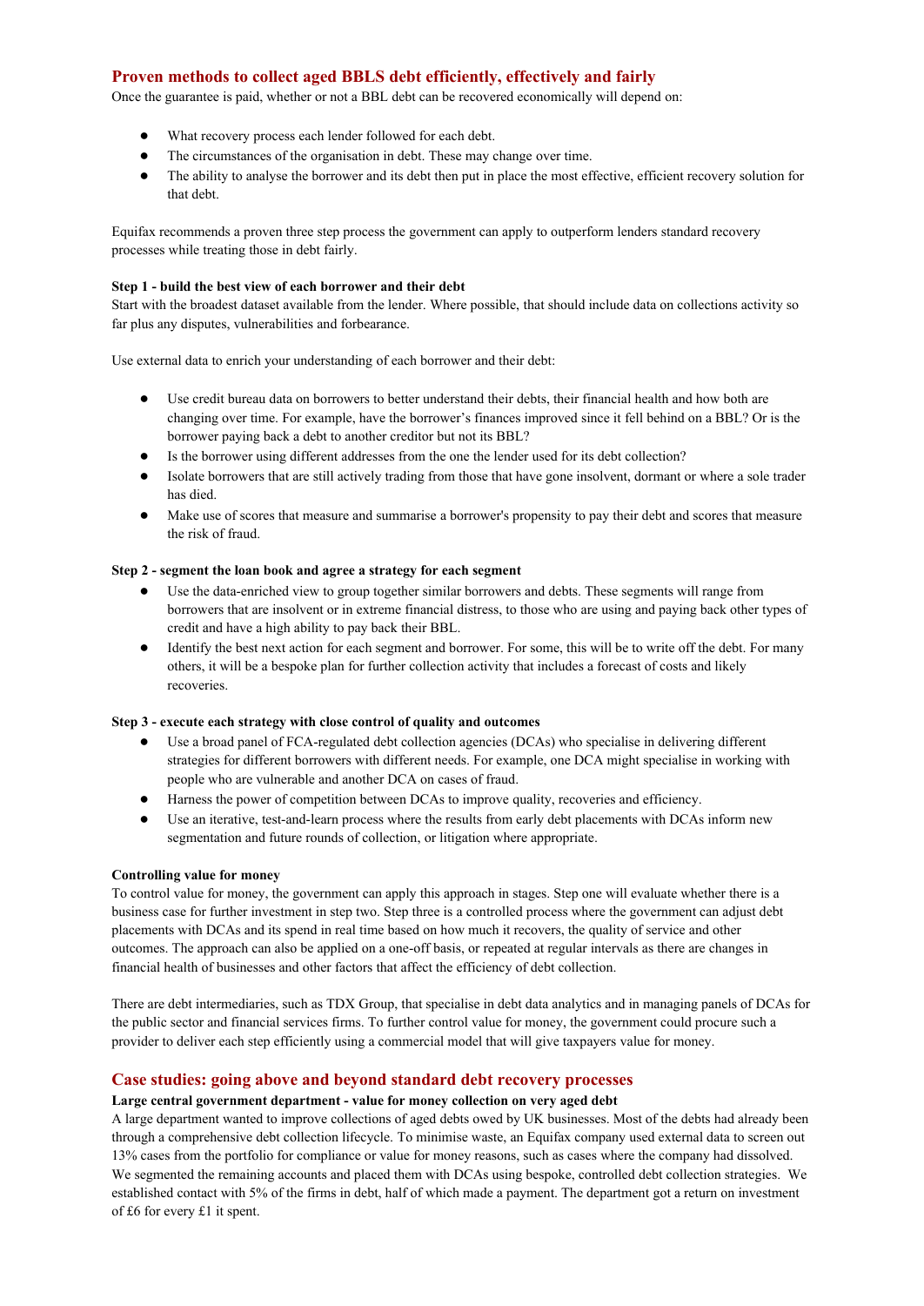## Proven methods to collect aged BBLS debt efficiently, effectively and fairly

Once the guarantee is paid, whether or not a BBL debt can be recovered economically will depend on:

- What recovery process each lender followed for each debt.
- The circumstances of the organisation in debt. These may change over time.
- The ability to analyse the borrower and its debt then put in place the most effective, efficient recovery solution for that debt.

Equifax recommends a proven three step process the government can apply to outperform lenders standard recovery processes while treating those in debt fairly.

**Step 1 - build the best view of each borrower and their debt**

Start with the broadest dataset available from the lender. Where possible, that should include data on collections activity so far plus any disputes, vulnerabilities and forbearance.

Use external data to enrich your understanding of each borrower and their debt:

- Use credit bureau data on borrowers to better understand their debts, their financial health and how both are changing over time. For example, have the borrower's finances improved since it fell behind on a BBL? Or is the borrower paying back a debt to another creditor but not its BBL?
- Is the borrower using different addresses from the one the lender used for its debt collection?
- Isolate borrowers that are still actively trading from those that have gone insolvent, dormant or where a sole trader has died.
- Make use of scores that measure and summarise a borrower's propensity to pay their debt and scores that measure the risk of fraud.

**Step 2 - segment the loan book and agree a strategy for each segment**

- Use the data-enriched view to group together similar borrowers and debts. These segments will range from borrowers that are insolvent or in extreme financial distress, to those who are using and paying back other types of credit and have a high ability to pay back their BBL.
- Identify the best next action for each segment and borrower. For some, this will be to write off the debt. For many others, it will be a bespoke plan for further collection activity that includes a forecast of costs and likely recoveries.

**Step 3 - execute each strategy with close control of quality and outcomes**

- Use a broad panel of FCA-regulated debt collection agencies (DCAs) who specialise in delivering different strategies for different borrowers with different needs. For example, one DCA might specialise in working with people who are vulnerable and another DCA on cases of fraud.
- Harness the power of competition between DCAs to improve quality, recoveries and efficiency.
- Use an iterative, test-and-learn process where the results from early debt placements with DCAs inform new segmentation and future rounds of collection, or litigation where appropriate.

**Controlling value for money**

To control value for money, the government can apply this approach in stages. Step one will evaluate whether there is a business case for further investment in step two. Step three is a controlled process where the government can adjust debt placements with DCAs and its spend in real time based on how much it recovers, the quality of service and other outcomes. The approach can also be applied on a one-off basis, or repeated at regular intervals as there are changes in financial health of businesses and other factors that affect the efficiency of debt collection.

There are debt intermediaries, such as TDX Group, that specialise in debt data analytics and in managing panels of DCAs for the public sector and financial services firms. To further control value for money, the government could procure such a provider to deliver each step efficiently using a commercial model that will give taxpayers value for money.

## Case studies: going above and beyond standard debt recovery processes

**Large central government department - value for money collection on very aged debt**

A large department wanted to improve collections of aged debts owed by UK businesses. Most of the debts had already been through a comprehensive debt collection lifecycle. To minimise waste, an Equifax company used external data to screen out 13% cases from the portfolio for compliance or value for money reasons, such as cases where the company had dissolved. We segmented the remaining accounts and placed them with DCAs using bespoke, controlled debt collection strategies. We established contact with 5% of the firms in debt, half of which made a payment. The department got a return on investment of £6 for every £1 it spent.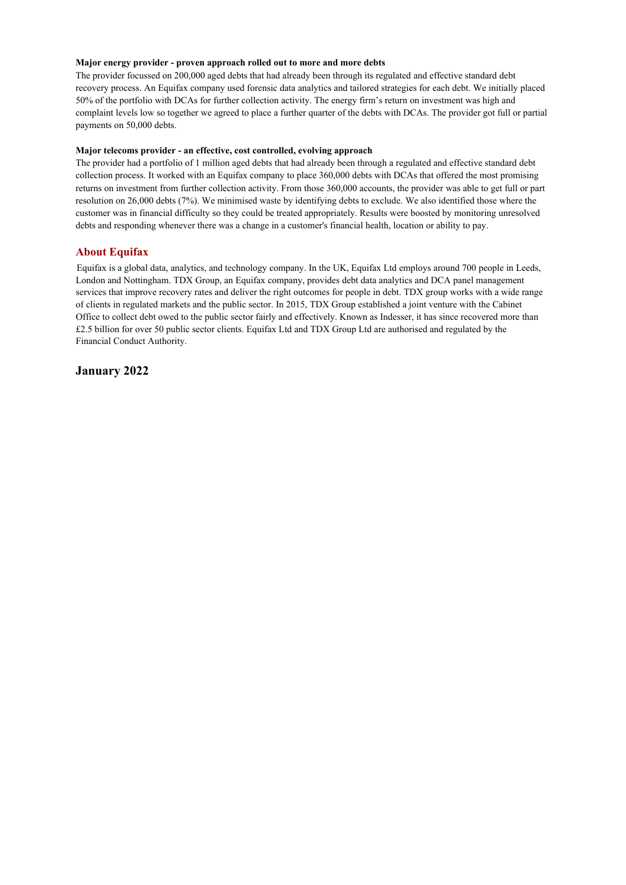**Major energy provider - proven approach rolled out to more and more debts**

The provider focussed on 200,000 aged debts that had already been through its regulated and effective standard debt recovery process. An Equifax company used forensic data analytics and tailored strategies for each debt. We initially placed 50% of the portfolio with DCAs for further collection activity. The energy firm's return on investment was high and complaint levels low so together we agreed to place a further quarter of the debts with DCAs. The provider got full or partial payments on 50,000 debts.

**Major telecoms provider - an effective, cost controlled, evolving approach**

The provider had a portfolio of 1 million aged debts that had already been through a regulated and effective standard debt collection process. It worked with an Equifax company to place 360,000 debts with DCAs that offered the most promising returns on investment from further collection activity. From those 360,000 accounts, the provider was able to get full or part resolution on 26,000 debts (7%). We minimised waste by identifying debts to exclude. We also identified those where the customer was in financial difficulty so they could be treated appropriately. Results were boosted by monitoring unresolved debts and responding whenever there was a change in a customer's financial health, location or ability to pay.

## About Equifax

Equifax is a global data, analytics, and technology company. In the UK, Equifax Ltd employs around 700 people in Leeds, London and Nottingham. TDX Group, an Equifax company, provides debt data analytics and DCA panel management services that improve recovery rates and deliver the right outcomes for people in debt. TDX group works with a wide range of clients in regulated markets and the public sector. In 2015, TDX Group established a joint venture with the Cabinet Office to collect debt owed to the public sector fairly and effectively. Known as Indesser, it has since recovered more than £2.5 billion for over 50 public sector clients. Equifax Ltd and TDX Group Ltd are authorised and regulated by the Financial Conduct Authority.

## January 2022